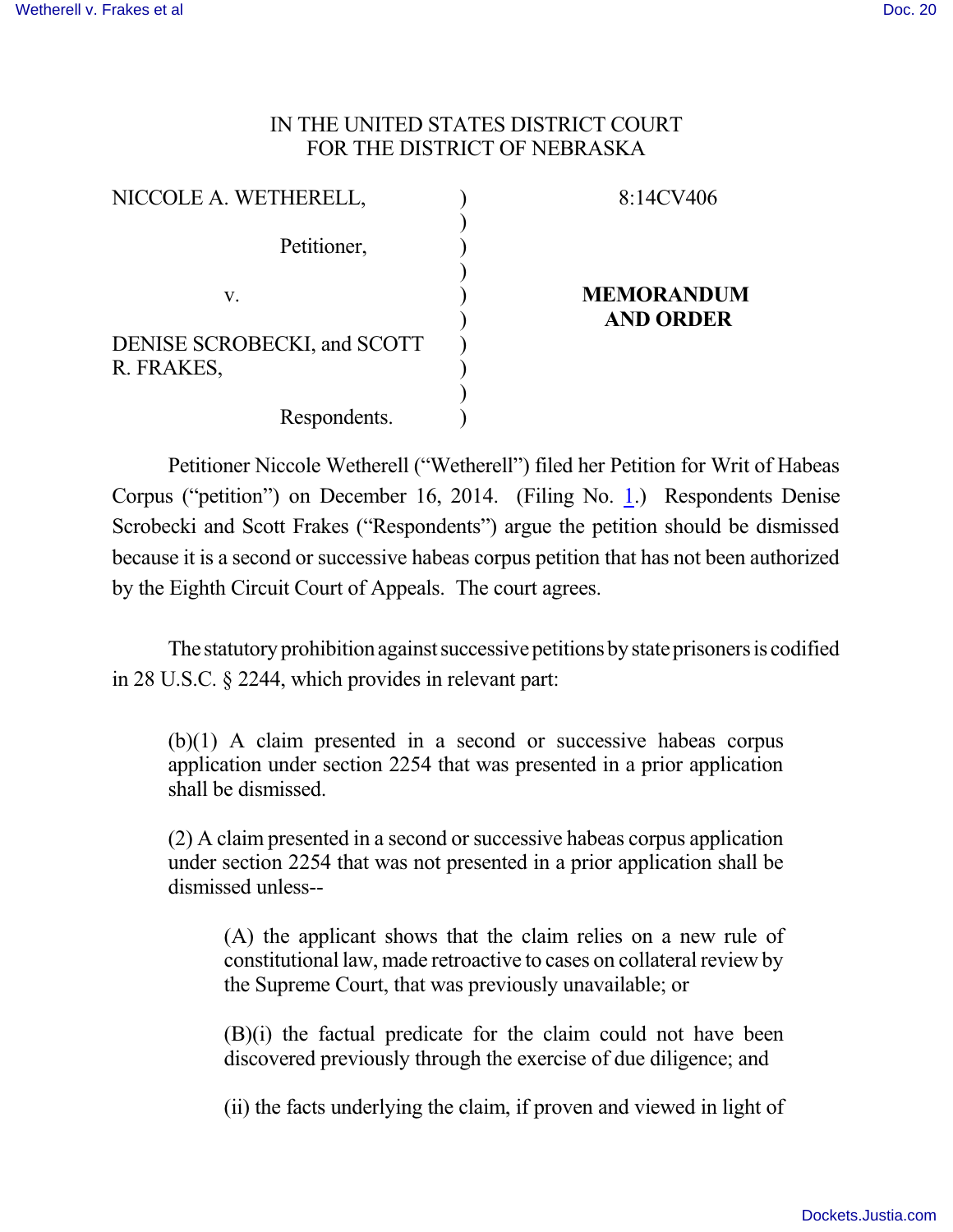IN THE UNITED STATES DISTRICT COURT
FOR THE DISTRICT OF NEBRASKA

| | | |
|---|---|---|
| NICCOLE A. WETHERELL, Petitioner, v. DENISE SCROBECKI, and SCOTT R. FRAKES, Respondents. | ) | 8:14CV406 **MEMORANDUM AND ORDER** |

Petitioner Niccole Wetherell ("Wetherell") filed her Petition for Writ of Habeas Corpus ("petition") on December 16, 2014. (Filing No. 1.) Respondents Denise Scrobecki and Scott Frakes ("Respondents") argue the petition should be dismissed because it is a second or successive habeas corpus petition that has not been authorized by the Eighth Circuit Court of Appeals. The court agrees.

The statutory prohibition against successive petitions by state prisoners is codified in 28 U.S.C. § 2244, which provides in relevant part:

> (b)(1) A claim presented in a second or successive habeas corpus application under section 2254 that was presented in a prior application shall be dismissed.
>
> (2) A claim presented in a second or successive habeas corpus application under section 2254 that was not presented in a prior application shall be dismissed unless--
>
> > (A) the applicant shows that the claim relies on a new rule of constitutional law, made retroactive to cases on collateral review by the Supreme Court, that was previously unavailable; or
> >
> > (B)(i) the factual predicate for the claim could not have been discovered previously through the exercise of due diligence; and
> >
> > (ii) the facts underlying the claim, if proven and viewed in light of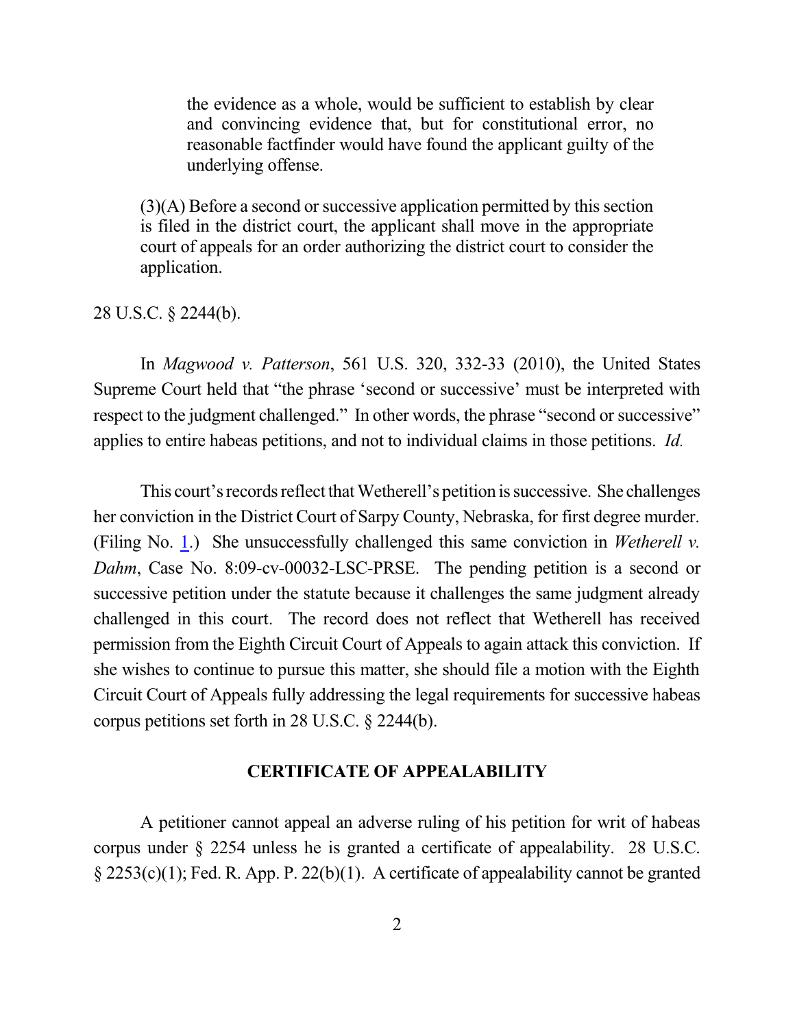> the evidence as a whole, would be sufficient to establish by clear and convincing evidence that, but for constitutional error, no reasonable factfinder would have found the applicant guilty of the underlying offense.
>
> (3)(A) Before a second or successive application permitted by this section is filed in the district court, the applicant shall move in the appropriate court of appeals for an order authorizing the district court to consider the application.

28 U.S.C. § 2244(b).

In *Magwood v. Patterson*, 561 U.S. 320, 332-33 (2010), the United States Supreme Court held that "the phrase 'second or successive' must be interpreted with respect to the judgment challenged." In other words, the phrase "second or successive" applies to entire habeas petitions, and not to individual claims in those petitions. *Id.*

This court's records reflect that Wetherell's petition is successive. She challenges her conviction in the District Court of Sarpy County, Nebraska, for first degree murder. (Filing No. 1.) She unsuccessfully challenged this same conviction in *Wetherell v. Dahm*, Case No. 8:09-cv-00032-LSC-PRSE. The pending petition is a second or successive petition under the statute because it challenges the same judgment already challenged in this court. The record does not reflect that Wetherell has received permission from the Eighth Circuit Court of Appeals to again attack this conviction. If she wishes to continue to pursue this matter, she should file a motion with the Eighth Circuit Court of Appeals fully addressing the legal requirements for successive habeas corpus petitions set forth in 28 U.S.C. § 2244(b).

## CERTIFICATE OF APPEALABILITY

A petitioner cannot appeal an adverse ruling of his petition for writ of habeas corpus under § 2254 unless he is granted a certificate of appealability. 28 U.S.C. § 2253(c)(1); Fed. R. App. P. 22(b)(1). A certificate of appealability cannot be granted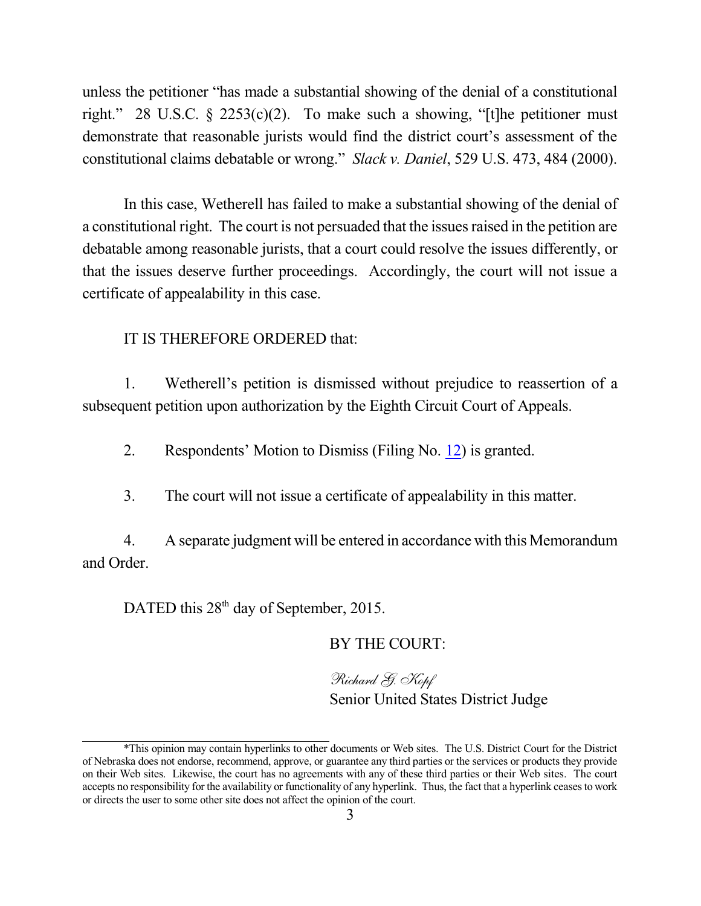unless the petitioner "has made a substantial showing of the denial of a constitutional right." 28 U.S.C. § 2253(c)(2). To make such a showing, "[t]he petitioner must demonstrate that reasonable jurists would find the district court's assessment of the constitutional claims debatable or wrong." *Slack v. Daniel*, 529 U.S. 473, 484 (2000).

In this case, Wetherell has failed to make a substantial showing of the denial of a constitutional right. The court is not persuaded that the issues raised in the petition are debatable among reasonable jurists, that a court could resolve the issues differently, or that the issues deserve further proceedings. Accordingly, the court will not issue a certificate of appealability in this case.

IT IS THEREFORE ORDERED that:

1. Wetherell's petition is dismissed without prejudice to reassertion of a subsequent petition upon authorization by the Eighth Circuit Court of Appeals.

2. Respondents' Motion to Dismiss (Filing No. 12) is granted.

3. The court will not issue a certificate of appealability in this matter.

4. A separate judgment will be entered in accordance with this Memorandum and Order.

DATED this 28th day of September, 2015.

BY THE COURT:

*Richard G. Kopf*
Senior United States District Judge

*This opinion may contain hyperlinks to other documents or Web sites. The U.S. District Court for the District of Nebraska does not endorse, recommend, approve, or guarantee any third parties or the services or products they provide on their Web sites. Likewise, the court has no agreements with any of these third parties or their Web sites. The court accepts no responsibility for the availability or functionality of any hyperlink. Thus, the fact that a hyperlink ceases to work or directs the user to some other site does not affect the opinion of the court.